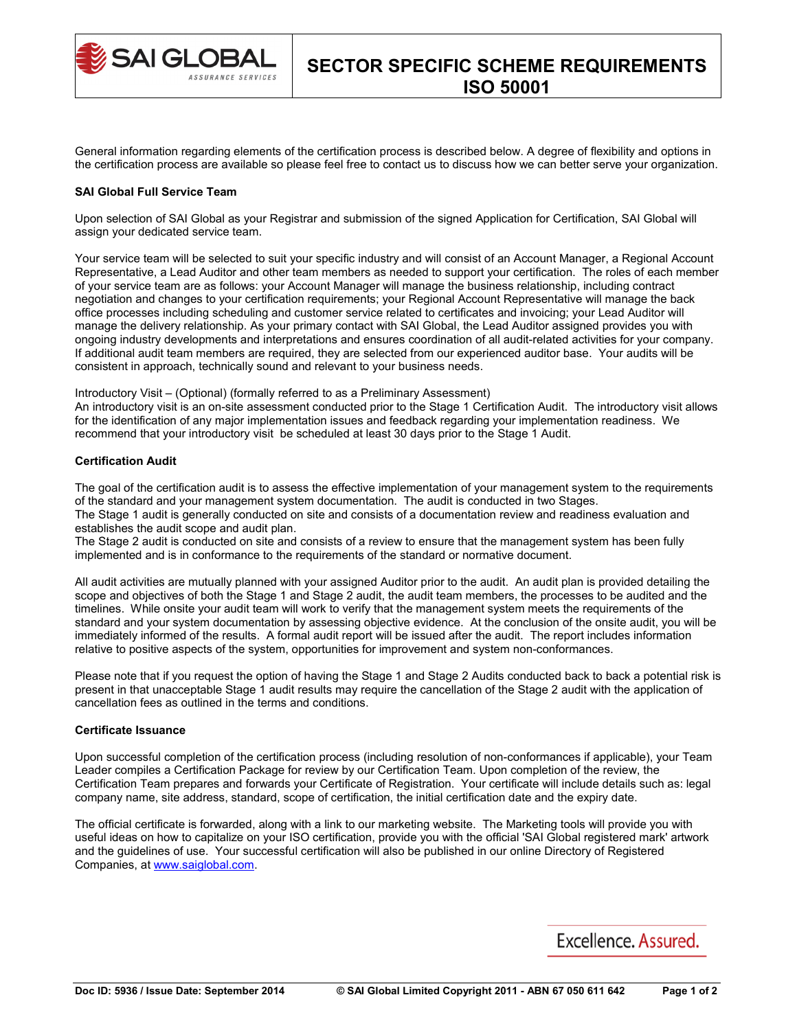# SECTOR SPECIFIC SCHEME REQUIREMENTS ISO 50001

General information regarding elements of the certification process is described below. A degree of flexibility and options in the certification process are available so please feel free to contact us to discuss how we can better serve your organization.

**SAI Global Full Service Team**

Upon selection of SAI Global as your Registrar and submission of the signed Application for Certification, SAI Global will assign your dedicated service team.

Your service team will be selected to suit your specific industry and will consist of an Account Manager, a Regional Account Representative, a Lead Auditor and other team members as needed to support your certification. The roles of each member of your service team are as follows: your Account Manager will manage the business relationship, including contract negotiation and changes to your certification requirements; your Regional Account Representative will manage the back office processes including scheduling and customer service related to certificates and invoicing; your Lead Auditor will manage the delivery relationship. As your primary contact with SAI Global, the Lead Auditor assigned provides you with ongoing industry developments and interpretations and ensures coordination of all audit-related activities for your company. If additional audit team members are required, they are selected from our experienced auditor base. Your audits will be consistent in approach, technically sound and relevant to your business needs.

Introductory Visit – (Optional) (formally referred to as a Preliminary Assessment)
An introductory visit is an on-site assessment conducted prior to the Stage 1 Certification Audit. The introductory visit allows for the identification of any major implementation issues and feedback regarding your implementation readiness. We recommend that your introductory visit be scheduled at least 30 days prior to the Stage 1 Audit.

**Certification Audit**

The goal of the certification audit is to assess the effective implementation of your management system to the requirements of the standard and your management system documentation. The audit is conducted in two Stages.
The Stage 1 audit is generally conducted on site and consists of a documentation review and readiness evaluation and establishes the audit scope and audit plan.
The Stage 2 audit is conducted on site and consists of a review to ensure that the management system has been fully implemented and is in conformance to the requirements of the standard or normative document.

All audit activities are mutually planned with your assigned Auditor prior to the audit. An audit plan is provided detailing the scope and objectives of both the Stage 1 and Stage 2 audit, the audit team members, the processes to be audited and the timelines. While onsite your audit team will work to verify that the management system meets the requirements of the standard and your system documentation by assessing objective evidence. At the conclusion of the onsite audit, you will be immediately informed of the results. A formal audit report will be issued after the audit. The report includes information relative to positive aspects of the system, opportunities for improvement and system non-conformances.

Please note that if you request the option of having the Stage 1 and Stage 2 Audits conducted back to back a potential risk is present in that unacceptable Stage 1 audit results may require the cancellation of the Stage 2 audit with the application of cancellation fees as outlined in the terms and conditions.

**Certificate Issuance**

Upon successful completion of the certification process (including resolution of non-conformances if applicable), your Team Leader compiles a Certification Package for review by our Certification Team. Upon completion of the review, the Certification Team prepares and forwards your Certificate of Registration. Your certificate will include details such as: legal company name, site address, standard, scope of certification, the initial certification date and the expiry date.

The official certificate is forwarded, along with a link to our marketing website. The Marketing tools will provide you with useful ideas on how to capitalize on your ISO certification, provide you with the official 'SAI Global registered mark' artwork and the guidelines of use. Your successful certification will also be published in our online Directory of Registered Companies, at www.saiglobal.com.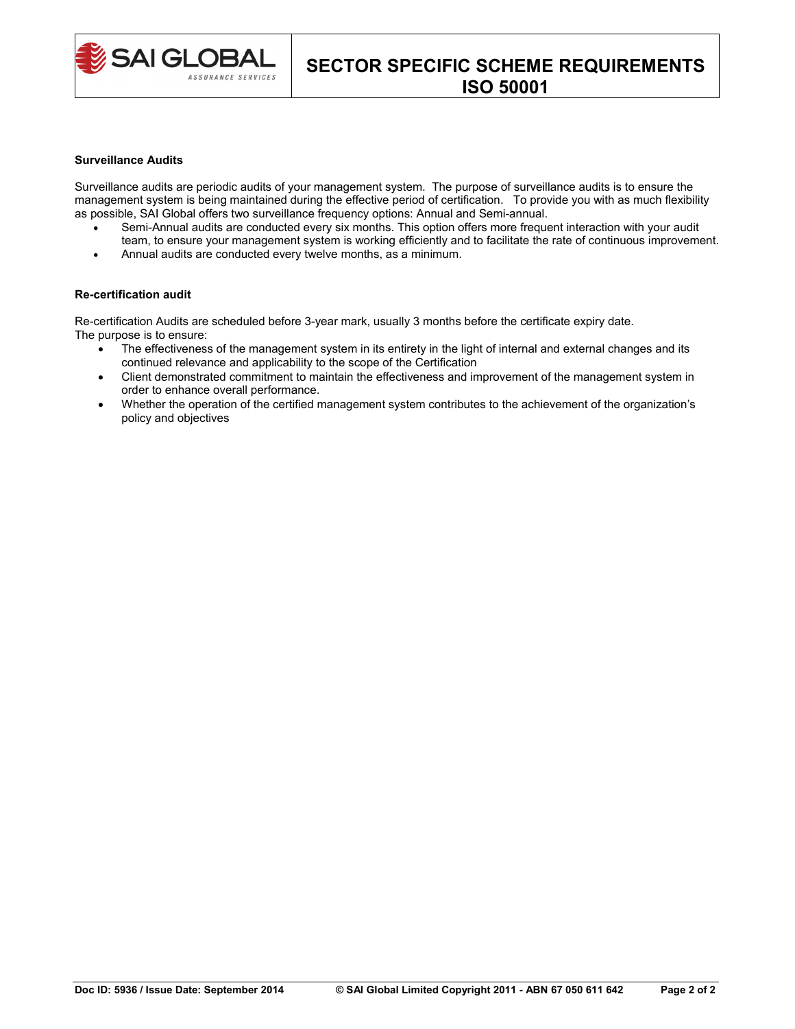**Surveillance Audits**

Surveillance audits are periodic audits of your management system. The purpose of surveillance audits is to ensure the management system is being maintained during the effective period of certification. To provide you with as much flexibility as possible, SAI Global offers two surveillance frequency options: Annual and Semi-annual.

- Semi-Annual audits are conducted every six months. This option offers more frequent interaction with your audit team, to ensure your management system is working efficiently and to facilitate the rate of continuous improvement.
- Annual audits are conducted every twelve months, as a minimum.

**Re-certification audit**

Re-certification Audits are scheduled before 3-year mark, usually 3 months before the certificate expiry date.
The purpose is to ensure:

- The effectiveness of the management system in its entirety in the light of internal and external changes and its continued relevance and applicability to the scope of the Certification
- Client demonstrated commitment to maintain the effectiveness and improvement of the management system in order to enhance overall performance.
- Whether the operation of the certified management system contributes to the achievement of the organization's policy and objectives